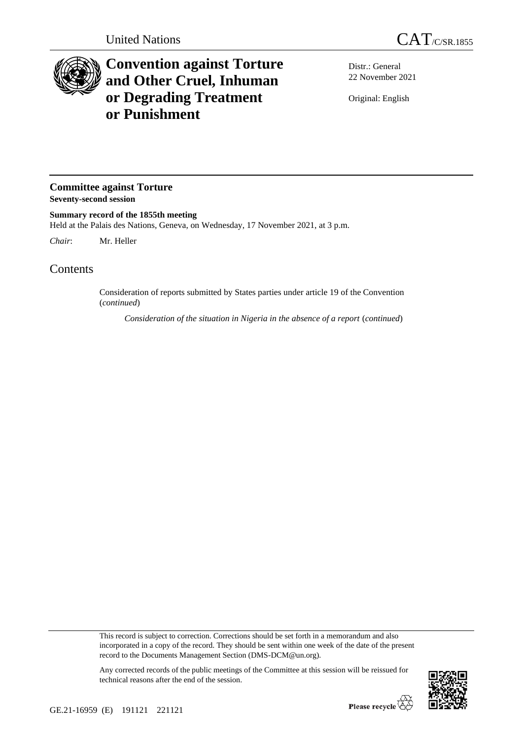United Nations

CAT/C/SR.1855

# Convention against Torture and Other Cruel, Inhuman or Degrading Treatment or Punishment

Distr.: General
22 November 2021

Original: English

## Committee against Torture
**Seventy-second session**

**Summary record of the 1855th meeting**
Held at the Palais des Nations, Geneva, on Wednesday, 17 November 2021, at 3 p.m.

*Chair*: Mr. Heller

# Contents

Consideration of reports submitted by States parties under article 19 of the Convention (*continued*)

*Consideration of the situation in Nigeria in the absence of a report* (*continued*)

This record is subject to correction. Corrections should be set forth in a memorandum and also incorporated in a copy of the record. They should be sent within one week of the date of the present record to the Documents Management Section (DMS-DCM@un.org).

Any corrected records of the public meetings of the Committee at this session will be reissued for technical reasons after the end of the session.

GE.21-16959 (E) 191121 221121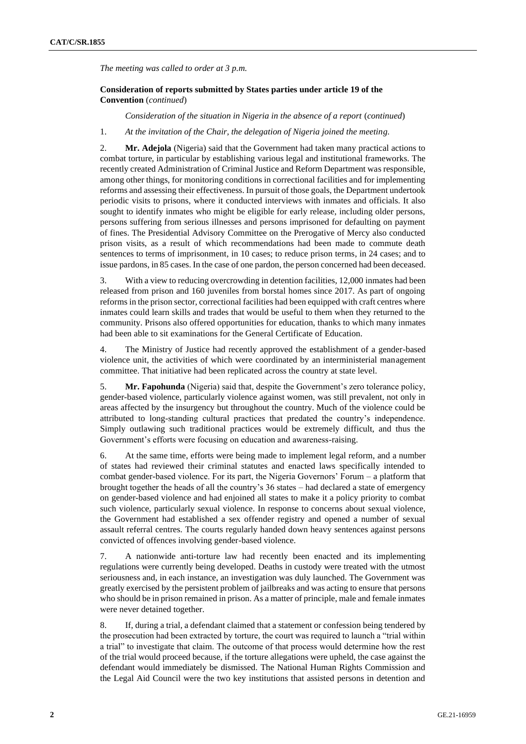*The meeting was called to order at 3 p.m.*

**Consideration of reports submitted by States parties under article 19 of the Convention** (*continued*)

*Consideration of the situation in Nigeria in the absence of a report* (*continued*)

1. *At the invitation of the Chair, the delegation of Nigeria joined the meeting.*

2. **Mr. Adejola** (Nigeria) said that the Government had taken many practical actions to combat torture, in particular by establishing various legal and institutional frameworks. The recently created Administration of Criminal Justice and Reform Department was responsible, among other things, for monitoring conditions in correctional facilities and for implementing reforms and assessing their effectiveness. In pursuit of those goals, the Department undertook periodic visits to prisons, where it conducted interviews with inmates and officials. It also sought to identify inmates who might be eligible for early release, including older persons, persons suffering from serious illnesses and persons imprisoned for defaulting on payment of fines. The Presidential Advisory Committee on the Prerogative of Mercy also conducted prison visits, as a result of which recommendations had been made to commute death sentences to terms of imprisonment, in 10 cases; to reduce prison terms, in 24 cases; and to issue pardons, in 85 cases. In the case of one pardon, the person concerned had been deceased.

3. With a view to reducing overcrowding in detention facilities, 12,000 inmates had been released from prison and 160 juveniles from borstal homes since 2017. As part of ongoing reforms in the prison sector, correctional facilities had been equipped with craft centres where inmates could learn skills and trades that would be useful to them when they returned to the community. Prisons also offered opportunities for education, thanks to which many inmates had been able to sit examinations for the General Certificate of Education.

4. The Ministry of Justice had recently approved the establishment of a gender-based violence unit, the activities of which were coordinated by an interministerial management committee. That initiative had been replicated across the country at state level.

5. **Mr. Fapohunda** (Nigeria) said that, despite the Government's zero tolerance policy, gender-based violence, particularly violence against women, was still prevalent, not only in areas affected by the insurgency but throughout the country. Much of the violence could be attributed to long-standing cultural practices that predated the country's independence. Simply outlawing such traditional practices would be extremely difficult, and thus the Government's efforts were focusing on education and awareness-raising.

6. At the same time, efforts were being made to implement legal reform, and a number of states had reviewed their criminal statutes and enacted laws specifically intended to combat gender-based violence. For its part, the Nigeria Governors' Forum – a platform that brought together the heads of all the country's 36 states – had declared a state of emergency on gender-based violence and had enjoined all states to make it a policy priority to combat such violence, particularly sexual violence. In response to concerns about sexual violence, the Government had established a sex offender registry and opened a number of sexual assault referral centres. The courts regularly handed down heavy sentences against persons convicted of offences involving gender-based violence.

7. A nationwide anti-torture law had recently been enacted and its implementing regulations were currently being developed. Deaths in custody were treated with the utmost seriousness and, in each instance, an investigation was duly launched. The Government was greatly exercised by the persistent problem of jailbreaks and was acting to ensure that persons who should be in prison remained in prison. As a matter of principle, male and female inmates were never detained together.

8. If, during a trial, a defendant claimed that a statement or confession being tendered by the prosecution had been extracted by torture, the court was required to launch a "trial within a trial" to investigate that claim. The outcome of that process would determine how the rest of the trial would proceed because, if the torture allegations were upheld, the case against the defendant would immediately be dismissed. The National Human Rights Commission and the Legal Aid Council were the two key institutions that assisted persons in detention and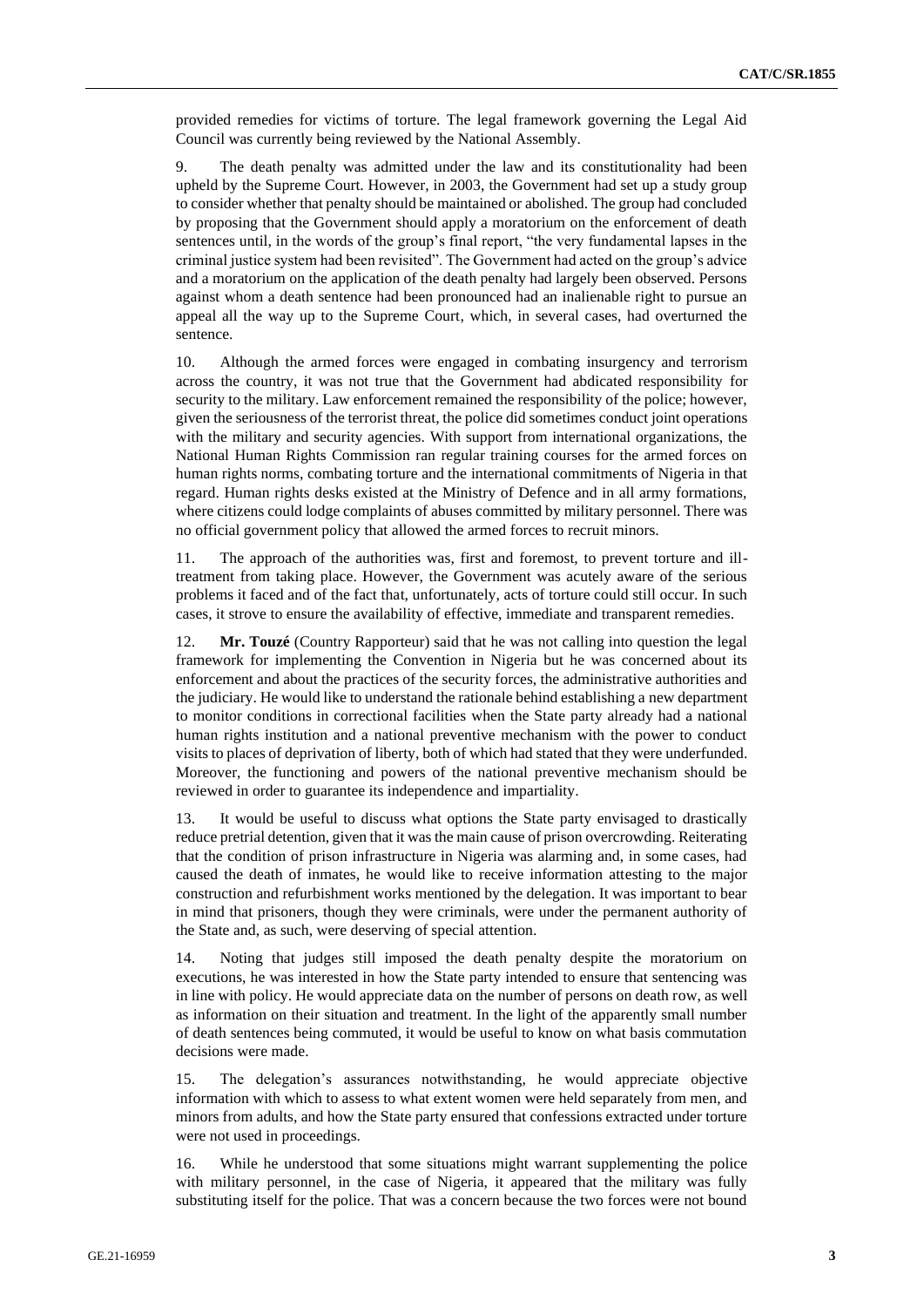provided remedies for victims of torture. The legal framework governing the Legal Aid Council was currently being reviewed by the National Assembly.

9. The death penalty was admitted under the law and its constitutionality had been upheld by the Supreme Court. However, in 2003, the Government had set up a study group to consider whether that penalty should be maintained or abolished. The group had concluded by proposing that the Government should apply a moratorium on the enforcement of death sentences until, in the words of the group's final report, "the very fundamental lapses in the criminal justice system had been revisited". The Government had acted on the group's advice and a moratorium on the application of the death penalty had largely been observed. Persons against whom a death sentence had been pronounced had an inalienable right to pursue an appeal all the way up to the Supreme Court, which, in several cases, had overturned the sentence.

10. Although the armed forces were engaged in combating insurgency and terrorism across the country, it was not true that the Government had abdicated responsibility for security to the military. Law enforcement remained the responsibility of the police; however, given the seriousness of the terrorist threat, the police did sometimes conduct joint operations with the military and security agencies. With support from international organizations, the National Human Rights Commission ran regular training courses for the armed forces on human rights norms, combating torture and the international commitments of Nigeria in that regard. Human rights desks existed at the Ministry of Defence and in all army formations, where citizens could lodge complaints of abuses committed by military personnel. There was no official government policy that allowed the armed forces to recruit minors.

11. The approach of the authorities was, first and foremost, to prevent torture and ill-treatment from taking place. However, the Government was acutely aware of the serious problems it faced and of the fact that, unfortunately, acts of torture could still occur. In such cases, it strove to ensure the availability of effective, immediate and transparent remedies.

12. **Mr. Touzé** (Country Rapporteur) said that he was not calling into question the legal framework for implementing the Convention in Nigeria but he was concerned about its enforcement and about the practices of the security forces, the administrative authorities and the judiciary. He would like to understand the rationale behind establishing a new department to monitor conditions in correctional facilities when the State party already had a national human rights institution and a national preventive mechanism with the power to conduct visits to places of deprivation of liberty, both of which had stated that they were underfunded. Moreover, the functioning and powers of the national preventive mechanism should be reviewed in order to guarantee its independence and impartiality.

13. It would be useful to discuss what options the State party envisaged to drastically reduce pretrial detention, given that it was the main cause of prison overcrowding. Reiterating that the condition of prison infrastructure in Nigeria was alarming and, in some cases, had caused the death of inmates, he would like to receive information attesting to the major construction and refurbishment works mentioned by the delegation. It was important to bear in mind that prisoners, though they were criminals, were under the permanent authority of the State and, as such, were deserving of special attention.

14. Noting that judges still imposed the death penalty despite the moratorium on executions, he was interested in how the State party intended to ensure that sentencing was in line with policy. He would appreciate data on the number of persons on death row, as well as information on their situation and treatment. In the light of the apparently small number of death sentences being commuted, it would be useful to know on what basis commutation decisions were made.

15. The delegation's assurances notwithstanding, he would appreciate objective information with which to assess to what extent women were held separately from men, and minors from adults, and how the State party ensured that confessions extracted under torture were not used in proceedings.

16. While he understood that some situations might warrant supplementing the police with military personnel, in the case of Nigeria, it appeared that the military was fully substituting itself for the police. That was a concern because the two forces were not bound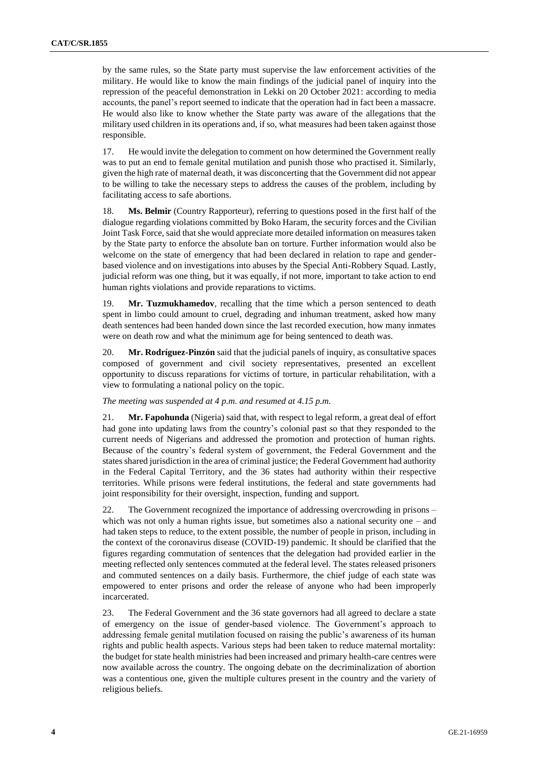by the same rules, so the State party must supervise the law enforcement activities of the military. He would like to know the main findings of the judicial panel of inquiry into the repression of the peaceful demonstration in Lekki on 20 October 2021: according to media accounts, the panel's report seemed to indicate that the operation had in fact been a massacre. He would also like to know whether the State party was aware of the allegations that the military used children in its operations and, if so, what measures had been taken against those responsible.

17. He would invite the delegation to comment on how determined the Government really was to put an end to female genital mutilation and punish those who practised it. Similarly, given the high rate of maternal death, it was disconcerting that the Government did not appear to be willing to take the necessary steps to address the causes of the problem, including by facilitating access to safe abortions.

18. **Ms. Belmir** (Country Rapporteur), referring to questions posed in the first half of the dialogue regarding violations committed by Boko Haram, the security forces and the Civilian Joint Task Force, said that she would appreciate more detailed information on measures taken by the State party to enforce the absolute ban on torture. Further information would also be welcome on the state of emergency that had been declared in relation to rape and gender-based violence and on investigations into abuses by the Special Anti-Robbery Squad. Lastly, judicial reform was one thing, but it was equally, if not more, important to take action to end human rights violations and provide reparations to victims.

19. **Mr. Tuzmukhamedov**, recalling that the time which a person sentenced to death spent in limbo could amount to cruel, degrading and inhuman treatment, asked how many death sentences had been handed down since the last recorded execution, how many inmates were on death row and what the minimum age for being sentenced to death was.

20. **Mr. Rodríguez-Pinzón** said that the judicial panels of inquiry, as consultative spaces composed of government and civil society representatives, presented an excellent opportunity to discuss reparations for victims of torture, in particular rehabilitation, with a view to formulating a national policy on the topic.

*The meeting was suspended at 4 p.m. and resumed at 4.15 p.m.*

21. **Mr. Fapohunda** (Nigeria) said that, with respect to legal reform, a great deal of effort had gone into updating laws from the country's colonial past so that they responded to the current needs of Nigerians and addressed the promotion and protection of human rights. Because of the country's federal system of government, the Federal Government and the states shared jurisdiction in the area of criminal justice; the Federal Government had authority in the Federal Capital Territory, and the 36 states had authority within their respective territories. While prisons were federal institutions, the federal and state governments had joint responsibility for their oversight, inspection, funding and support.

22. The Government recognized the importance of addressing overcrowding in prisons – which was not only a human rights issue, but sometimes also a national security one – and had taken steps to reduce, to the extent possible, the number of people in prison, including in the context of the coronavirus disease (COVID-19) pandemic. It should be clarified that the figures regarding commutation of sentences that the delegation had provided earlier in the meeting reflected only sentences commuted at the federal level. The states released prisoners and commuted sentences on a daily basis. Furthermore, the chief judge of each state was empowered to enter prisons and order the release of anyone who had been improperly incarcerated.

23. The Federal Government and the 36 state governors had all agreed to declare a state of emergency on the issue of gender-based violence. The Government's approach to addressing female genital mutilation focused on raising the public's awareness of its human rights and public health aspects. Various steps had been taken to reduce maternal mortality: the budget for state health ministries had been increased and primary health-care centres were now available across the country. The ongoing debate on the decriminalization of abortion was a contentious one, given the multiple cultures present in the country and the variety of religious beliefs.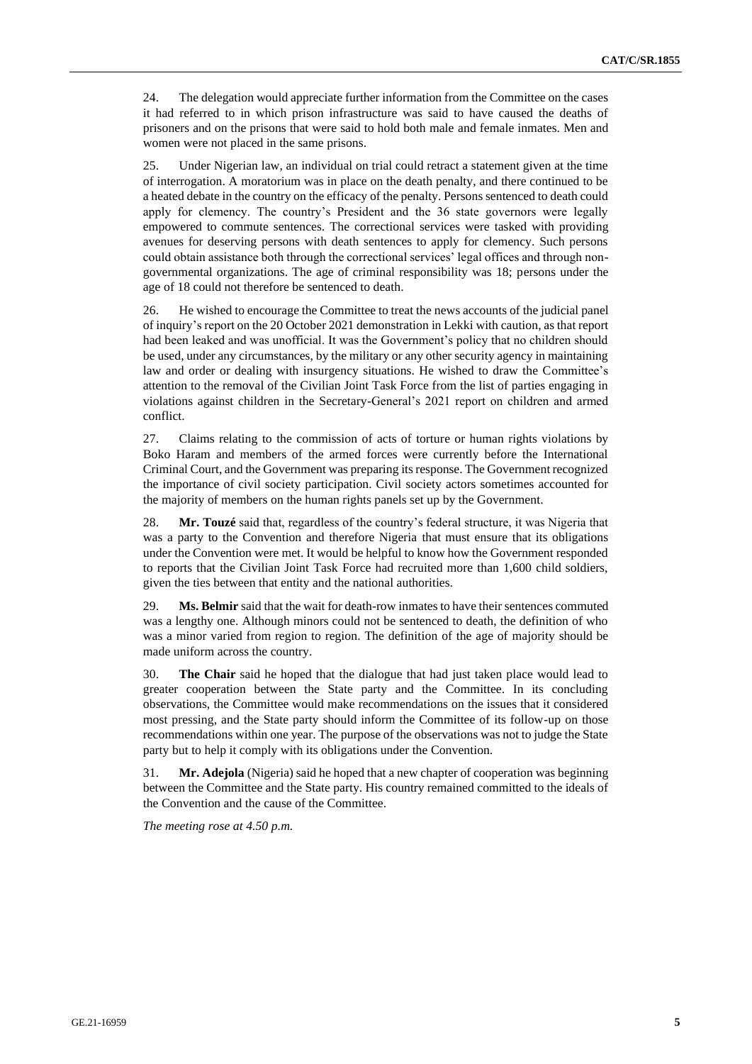24. The delegation would appreciate further information from the Committee on the cases it had referred to in which prison infrastructure was said to have caused the deaths of prisoners and on the prisons that were said to hold both male and female inmates. Men and women were not placed in the same prisons.

25. Under Nigerian law, an individual on trial could retract a statement given at the time of interrogation. A moratorium was in place on the death penalty, and there continued to be a heated debate in the country on the efficacy of the penalty. Persons sentenced to death could apply for clemency. The country's President and the 36 state governors were legally empowered to commute sentences. The correctional services were tasked with providing avenues for deserving persons with death sentences to apply for clemency. Such persons could obtain assistance both through the correctional services' legal offices and through non-governmental organizations. The age of criminal responsibility was 18; persons under the age of 18 could not therefore be sentenced to death.

26. He wished to encourage the Committee to treat the news accounts of the judicial panel of inquiry's report on the 20 October 2021 demonstration in Lekki with caution, as that report had been leaked and was unofficial. It was the Government's policy that no children should be used, under any circumstances, by the military or any other security agency in maintaining law and order or dealing with insurgency situations. He wished to draw the Committee's attention to the removal of the Civilian Joint Task Force from the list of parties engaging in violations against children in the Secretary-General's 2021 report on children and armed conflict.

27. Claims relating to the commission of acts of torture or human rights violations by Boko Haram and members of the armed forces were currently before the International Criminal Court, and the Government was preparing its response. The Government recognized the importance of civil society participation. Civil society actors sometimes accounted for the majority of members on the human rights panels set up by the Government.

28. **Mr. Touzé** said that, regardless of the country's federal structure, it was Nigeria that was a party to the Convention and therefore Nigeria that must ensure that its obligations under the Convention were met. It would be helpful to know how the Government responded to reports that the Civilian Joint Task Force had recruited more than 1,600 child soldiers, given the ties between that entity and the national authorities.

29. **Ms. Belmir** said that the wait for death-row inmates to have their sentences commuted was a lengthy one. Although minors could not be sentenced to death, the definition of who was a minor varied from region to region. The definition of the age of majority should be made uniform across the country.

30. **The Chair** said he hoped that the dialogue that had just taken place would lead to greater cooperation between the State party and the Committee. In its concluding observations, the Committee would make recommendations on the issues that it considered most pressing, and the State party should inform the Committee of its follow-up on those recommendations within one year. The purpose of the observations was not to judge the State party but to help it comply with its obligations under the Convention.

31. **Mr. Adejola** (Nigeria) said he hoped that a new chapter of cooperation was beginning between the Committee and the State party. His country remained committed to the ideals of the Convention and the cause of the Committee.

*The meeting rose at 4.50 p.m.*